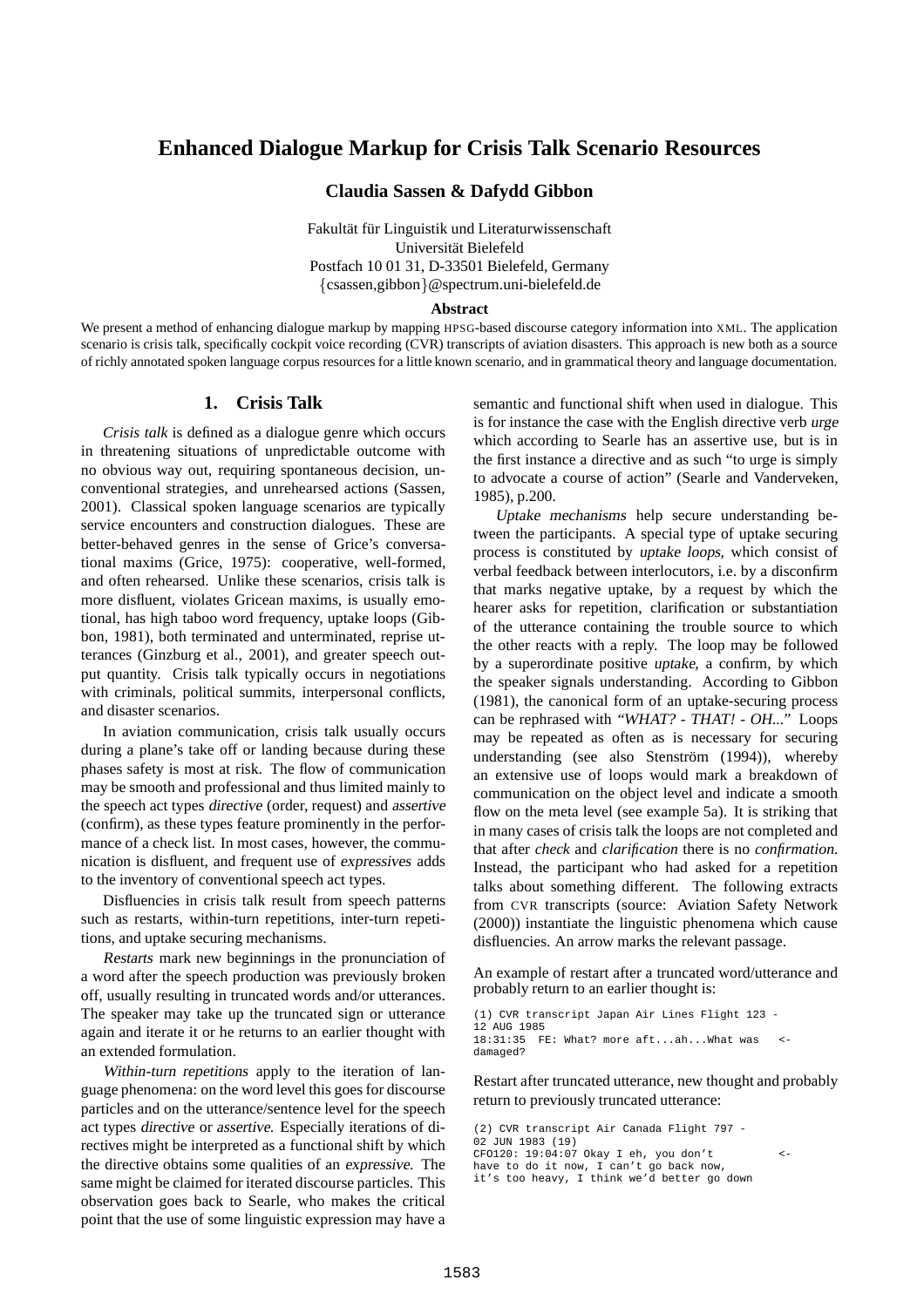# Enhanced Dialogue Markup for Crisis Talk Scenario Resources

**Claudia Sassen & Dafydd Gibbon**

Fakultät für Linguistik und Literaturwissenschaft
Universität Bielefeld
Postfach 10 01 31, D-33501 Bielefeld, Germany
{csassen,gibbon}@spectrum.uni-bielefeld.de

**Abstract**

We present a method of enhancing dialogue markup by mapping HPSG-based discourse category information into XML. The application scenario is crisis talk, specifically cockpit voice recording (CVR) transcripts of aviation disasters. This approach is new both as a source of richly annotated spoken language corpus resources for a little known scenario, and in grammatical theory and language documentation.

## 1. Crisis Talk

*Crisis talk* is defined as a dialogue genre which occurs in threatening situations of unpredictable outcome with no obvious way out, requiring spontaneous decision, unconventional strategies, and unrehearsed actions (Sassen, 2001). Classical spoken language scenarios are typically service encounters and construction dialogues. These are better-behaved genres in the sense of Grice's conversational maxims (Grice, 1975): cooperative, well-formed, and often rehearsed. Unlike these scenarios, crisis talk is more disfluent, violates Gricean maxims, is usually emotional, has high taboo word frequency, uptake loops (Gibbon, 1981), both terminated and unterminated, reprise utterances (Ginzburg et al., 2001), and greater speech output quantity. Crisis talk typically occurs in negotiations with criminals, political summits, interpersonal conflicts, and disaster scenarios.

In aviation communication, crisis talk usually occurs during a plane's take off or landing because during these phases safety is most at risk. The flow of communication may be smooth and professional and thus limited mainly to the speech act types *directive* (order, request) and *assertive* (confirm), as these types feature prominently in the performance of a check list. In most cases, however, the communication is disfluent, and frequent use of *expressives* adds to the inventory of conventional speech act types.

Disfluencies in crisis talk result from speech patterns such as restarts, within-turn repetitions, inter-turn repetitions, and uptake securing mechanisms.

*Restarts* mark new beginnings in the pronunciation of a word after the speech production was previously broken off, usually resulting in truncated words and/or utterances. The speaker may take up the truncated sign or utterance again and iterate it or he returns to an earlier thought with an extended formulation.

*Within-turn repetitions* apply to the iteration of language phenomena: on the word level this goes for discourse particles and on the utterance/sentence level for the speech act types *directive* or *assertive*. Especially iterations of directives might be interpreted as a functional shift by which the directive obtains some qualities of an *expressive*. The same might be claimed for iterated discourse particles. This observation goes back to Searle, who makes the critical point that the use of some linguistic expression may have a semantic and functional shift when used in dialogue. This is for instance the case with the English directive verb *urge* which according to Searle has an assertive use, but is in the first instance a directive and as such "to urge is simply to advocate a course of action" (Searle and Vanderveken, 1985), p.200.

*Uptake mechanisms* help secure understanding between the participants. A special type of uptake securing process is constituted by *uptake loops*, which consist of verbal feedback between interlocutors, i.e. by a disconfirm that marks negative uptake, by a request by which the hearer asks for repetition, clarification or substantiation of the utterance containing the trouble source to which the other reacts with a reply. The loop may be followed by a superordinate positive *uptake*, a confirm, by which the speaker signals understanding. According to Gibbon (1981), the canonical form of an uptake-securing process can be rephrased with *"WHAT? - THAT! - OH..."* Loops may be repeated as often as is necessary for securing understanding (see also Stenström (1994)), whereby an extensive use of loops would mark a breakdown of communication on the object level and indicate a smooth flow on the meta level (see example 5a). It is striking that in many cases of crisis talk the loops are not completed and that after *check* and *clarification* there is no *confirmation*. Instead, the participant who had asked for a repetition talks about something different. The following extracts from CVR transcripts (source: Aviation Safety Network (2000)) instantiate the linguistic phenomena which cause disfluencies. An arrow marks the relevant passage.

An example of restart after a truncated word/utterance and probably return to an earlier thought is:

```
(1) CVR transcript Japan Air Lines Flight 123 -
12 AUG 1985
18:31:35  FE: What? more aft...ah...What was   <-
damaged?
```

Restart after truncated utterance, new thought and probably return to previously truncated utterance:

```
(2) CVR transcript Air Canada Flight 797 -
02 JUN 1983 (19)
CFO120: 19:04:07 Okay I eh, you don't          <-
have to do it now, I can't go back now,
it's too heavy, I think we'd better go down
```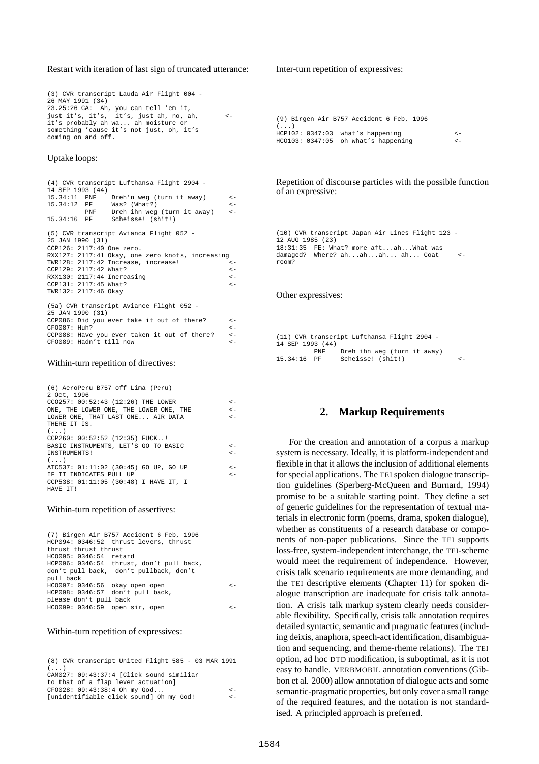Restart with iteration of last sign of truncated utterance:

```
(3) CVR transcript Lauda Air Flight 004 -
26 MAY 1991 (34)
23.25:26 CA:  Ah, you can tell 'em it,
just it's, it's,  it's, just ah, no, ah,        <-
it's probably ah wa... ah moisture or
something 'cause it's not just, oh, it's
coming on and off.
```

Uptake loops:

```
(4) CVR transcript Lufthansa Flight 2904 -
14 SEP 1993 (44)
15.34:11  PNF    Dreh'n weg (turn it away)      <-
15.34:12  PF     Was? (What?)                   <-
          PNF    Dreh ihn weg (turn it away)    <-
15.34:16  PF     Scheisse! (shit!)

(5) CVR transcript Avianca Flight 052 -
25 JAN 1990 (31)
CCP126: 2117:40 One zero.
RXX127: 2117:41 Okay, one zero knots, increasing
TWR128: 2117:42 Increase, increase!             <-
CCP129: 2117:42 What?                           <-
RXX130: 2117:44 Increasing                      <-
CCP131: 2117:45 What?                           <-
TWR132: 2117:46 Okay

(5a) CVR transcript Aviance Flight 052 -
25 JAN 1990 (31)
CCP086: Did you ever take it out of there?      <-
CFO087: Huh?                                    <-
CCP088: Have you ever taken it out of there?    <-
CFO089: Hadn't till now                         <-
```

Within-turn repetition of directives:

```
(6) AeroPeru B757 off Lima (Peru)
2 Oct, 1996
CCO257: 00:52:43 (12:26) THE LOWER              <-
ONE, THE LOWER ONE, THE LOWER ONE, THE          <-
LOWER ONE, THAT LAST ONE... AIR DATA            <-
THERE IT IS.
(...)
CCP260: 00:52:52 (12:35) FUCK..!
BASIC INSTRUMENTS, LET'S GO TO BASIC            <-
INSTRUMENTS!                                    <-
(...)
ATC537: 01:11:02 (30:45) GO UP, GO UP           <-
IF IT INDICATES PULL UP                         <-
CCP538: 01:11:05 (30:48) I HAVE IT, I
HAVE IT!
```

Within-turn repetition of assertives:

```
(7) Birgen Air B757 Accident 6 Feb, 1996
HCP094: 0346:52  thrust levers, thrust
thrust thrust thrust
HCO095: 0346:54  retard
HCP096: 0346:54  thrust, don't pull back,
don't pull back,  don't pullback, don't
pull back
HCO097: 0346:56  okay open open                 <-
HCP098: 0346:57  don't pull back,
please don't pull back
HCO099: 0346:59  open sir, open                 <-
```

Within-turn repetition of expressives:

```
(8) CVR transcript United Flight 585 - 03 MAR 1991
(...)
CAM027: 09:43:37:4 [Click sound similiar
to that of a flap lever actuation]
CF0028: 09:43:38:4 Oh my God...                 <-
[unidentifiable click sound] Oh my God!         <-
```

Inter-turn repetition of expressives:

```
(9) Birgen Air B757 Accident 6 Feb, 1996
(...)
HCP102: 0347:03  what's happening               <-
HCO103: 0347:05  oh what's happening            <-
```

Repetition of discourse particles with the possible function of an expressive:

```
(10) CVR transcript Japan Air Lines Flight 123 -
12 AUG 1985 (23)
18:31:35  FE: What? more aft...ah...What was
damaged?  Where? ah...ah...ah... ah... Coat     <-
room?
```

Other expressives:

```
(11) CVR transcript Lufthansa Flight 2904 -
14 SEP 1993 (44)
          PNF    Dreh ihn weg (turn it away)
15.34:16  PF     Scheisse! (shit!)              <-
```

## 2. Markup Requirements

For the creation and annotation of a corpus a markup system is necessary. Ideally, it is platform-independent and flexible in that it allows the inclusion of additional elements for special applications. The TEI spoken dialogue transcription guidelines (Sperberg-McQueen and Burnard, 1994) promise to be a suitable starting point. They define a set of generic guidelines for the representation of textual materials in electronic form (poems, drama, spoken dialogue), whether as constituents of a research database or components of non-paper publications. Since the TEI supports loss-free, system-independent interchange, the TEI-scheme would meet the requirement of independence. However, crisis talk scenario requirements are more demanding, and the TEI descriptive elements (Chapter 11) for spoken dialogue transcription are inadequate for crisis talk annotation. A crisis talk markup system clearly needs considerable flexibility. Specifically, crisis talk annotation requires detailed syntactic, semantic and pragmatic features (including deixis, anaphora, speech-act identification, disambiguation and sequencing, and theme-rheme relations). The TEI option, ad hoc DTD modification, is suboptimal, as it is not easy to handle. VERBMOBIL annotation conventions (Gibbon et al. 2000) allow annotation of dialogue acts and some semantic-pragmatic properties, but only cover a small range of the required features, and the notation is not standardised. A principled approach is preferred.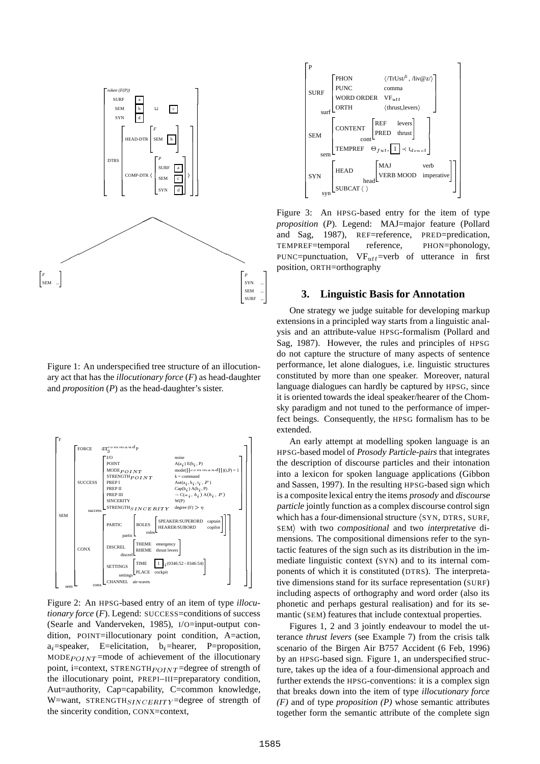Figure 1: An underspecified tree structure of an illocutionary act that has the *illocutionary force* (*F*) as head-daughter and *proposition* (*P*) as the head-daughter's sister.

Figure 2: An HPSG-based entry of an item of type *illocutionary force* (*F*). Legend: SUCCESS=conditions of success (Searle and Vanderveken, 1985), I/O=input-output condition, POINT=illocutionary point condition, A=action, $a_i$=speaker, E=elicitation, $b_i$=hearer, P=proposition, $\text{MODE}_{POINT}$=mode of achievement of the illocutionary point, i=context, $\text{STRENGTH}_{POINT}$=degree of strength of the illocutionary point, PREPI–III=preparatory condition, Aut=authority, Cap=capability, C=common knowledge, W=want, $\text{STRENGTH}_{SINCERITY}$=degree of strength of the sincerity condition, CONX=context,

Figure 3: An HPSG-based entry for the item of type *proposition* (*P*). Legend: MAJ=major feature (Pollard and Sag, 1987), REF=reference, PRED=predication, TEMPREF=temporal reference, PHON=phonology, PUNC=punctuation, $\text{VF}_{utt}$=verb of utterance in first position, ORTH=orthography

## 3. Linguistic Basis for Annotation

One strategy we judge suitable for developing markup extensions in a principled way starts from a linguistic analysis and an attribute-value HPSG-formalism (Pollard and Sag, 1987). However, the rules and principles of HPSG do not capture the structure of many aspects of sentence performance, let alone dialogues, i.e. linguistic structures constituted by more than one speaker. Moreover, natural language dialogues can hardly be captured by HPSG, since it is oriented towards the ideal speaker/hearer of the Chomsky paradigm and not tuned to the performance of imperfect beings. Consequently, the HPSG formalism has to be extended.

An early attempt at modelling spoken language is an HPSG-based model of *Prosody Particle-pairs* that integrates the description of discourse particles and their intonation into a lexicon for spoken language applications (Gibbon and Sassen, 1997). In the resulting HPSG-based sign which is a composite lexical entry the items *prosody* and *discourse particle* jointly function as a complex discourse control sign which has a four-dimensional structure ⟨SYN, DTRS, SURF, SEM⟩ with two *compositional* and two *interpretative* dimensions. The compositional dimensions refer to the syntactic features of the sign such as its distribution in the immediate linguistic context (SYN) and to its internal components of which it is constituted (DTRS). The interpretative dimensions stand for its surface representation (SURF) including aspects of orthography and word order (also its phonetic and perhaps gestural realisation) and for its semantic (SEM) features that include contextual properties.

Figures 1, 2 and 3 jointly endeavour to model the utterance *thrust levers* (see Example 7) from the crisis talk scenario of the Birgen Air B757 Accident (6 Feb, 1996) by an HPSG-based sign. Figure 1, an underspecified structure, takes up the idea of a four-dimensional approach and further extends the HPSG-conventions: it is a complex sign that breaks down into the item of type *illocutionary force (F)* and of type *proposition (P)* whose semantic attributes together form the semantic attribute of the complete sign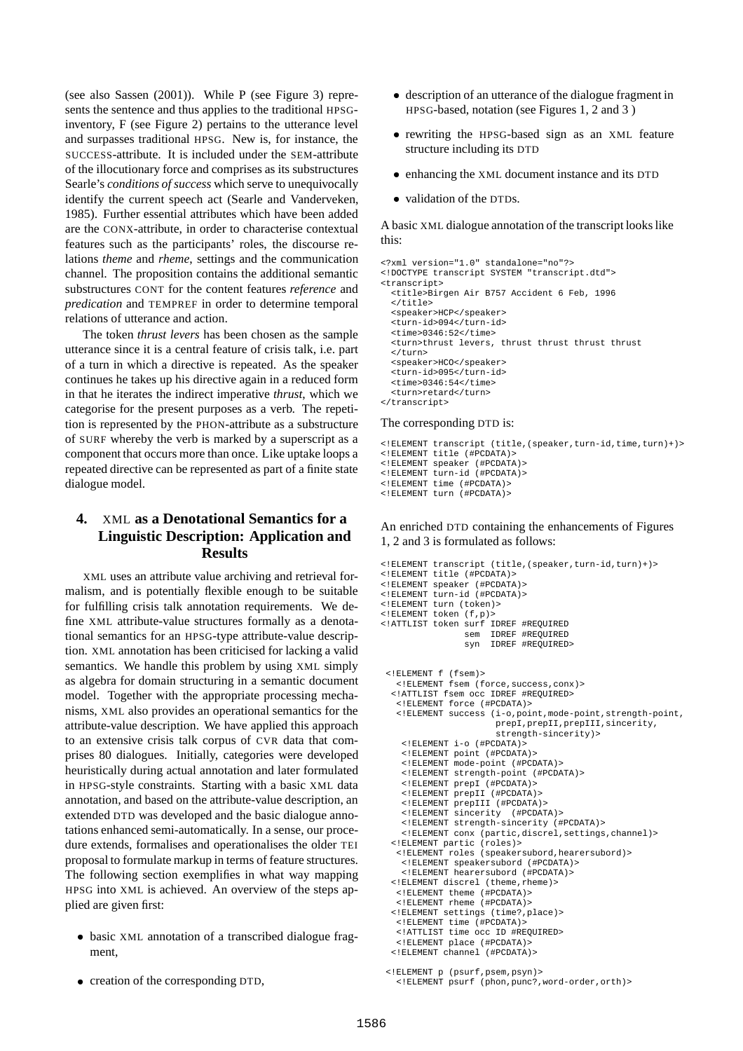(see also Sassen (2001)). While P (see Figure 3) represents the sentence and thus applies to the traditional HPSG-inventory, F (see Figure 2) pertains to the utterance level and surpasses traditional HPSG. New is, for instance, the SUCCESS-attribute. It is included under the SEM-attribute of the illocutionary force and comprises as its substructures Searle's *conditions of success* which serve to unequivocally identify the current speech act (Searle and Vanderveken, 1985). Further essential attributes which have been added are the CONX-attribute, in order to characterise contextual features such as the participants' roles, the discourse relations *theme* and *rheme*, settings and the communication channel. The proposition contains the additional semantic substructures CONT for the content features *reference* and *predication* and TEMPREF in order to determine temporal relations of utterance and action.

The token *thrust levers* has been chosen as the sample utterance since it is a central feature of crisis talk, i.e. part of a turn in which a directive is repeated. As the speaker continues he takes up his directive again in a reduced form in that he iterates the indirect imperative *thrust*, which we categorise for the present purposes as a verb. The repetition is represented by the PHON-attribute as a substructure of SURF whereby the verb is marked by a superscript as a component that occurs more than once. Like uptake loops a repeated directive can be represented as part of a finite state dialogue model.

## 4. XML as a Denotational Semantics for a Linguistic Description: Application and Results

XML uses an attribute value archiving and retrieval formalism, and is potentially flexible enough to be suitable for fulfilling crisis talk annotation requirements. We define XML attribute-value structures formally as a denotational semantics for an HPSG-type attribute-value description. XML annotation has been criticised for lacking a valid semantics. We handle this problem by using XML simply as algebra for domain structuring in a semantic document model. Together with the appropriate processing mechanisms, XML also provides an operational semantics for the attribute-value description. We have applied this approach to an extensive crisis talk corpus of CVR data that comprises 80 dialogues. Initially, categories were developed heuristically during actual annotation and later formulated in HPSG-style constraints. Starting with a basic XML data annotation, and based on the attribute-value description, an extended DTD was developed and the basic dialogue annotations enhanced semi-automatically. In a sense, our procedure extends, formalises and operationalises the older TEI proposal to formulate markup in terms of feature structures. The following section exemplifies in what way mapping HPSG into XML is achieved. An overview of the steps applied are given first:

- basic XML annotation of a transcribed dialogue fragment,
- creation of the corresponding DTD,
- description of an utterance of the dialogue fragment in HPSG-based, notation (see Figures 1, 2 and 3 )
- rewriting the HPSG-based sign as an XML feature structure including its DTD
- enhancing the XML document instance and its DTD
- validation of the DTDs.

A basic XML dialogue annotation of the transcript looks like this:

```
<?xml version="1.0" standalone="no"?>
<!DOCTYPE transcript SYSTEM "transcript.dtd">
<transcript>
  <title>Birgen Air B757 Accident 6 Feb, 1996
  </title>
  <speaker>HCP</speaker>
  <turn-id>094</turn-id>
  <time>0346:52</time>
  <turn>thrust levers, thrust thrust thrust thrust
  </turn>
  <speaker>HCO</speaker>
  <turn-id>095</turn-id>
  <time>0346:54</time>
  <turn>retard</turn>
</transcript>
```

The corresponding DTD is:

```
<!ELEMENT transcript (title,(speaker,turn-id,time,turn)+)>
<!ELEMENT title (#PCDATA)>
<!ELEMENT speaker (#PCDATA)>
<!ELEMENT turn-id (#PCDATA)>
<!ELEMENT time (#PCDATA)>
<!ELEMENT turn (#PCDATA)>
```

An enriched DTD containing the enhancements of Figures 1, 2 and 3 is formulated as follows:

```
<!ELEMENT transcript (title,(speaker,turn-id,turn)+)>
<!ELEMENT title (#PCDATA)>
<!ELEMENT speaker (#PCDATA)>
<!ELEMENT turn-id (#PCDATA)>
<!ELEMENT turn (token)>
<!ELEMENT token (f,p)>
<!ATTLIST token surf IDREF #REQUIRED
                sem  IDREF #REQUIRED
                syn  IDREF #REQUIRED>


 <!ELEMENT f (fsem)>
   <!ELEMENT fsem (force,success,conx)>
  <!ATTLIST fsem occ IDREF #REQUIRED>
   <!ELEMENT force (#PCDATA)>
   <!ELEMENT success (i-o,point,mode-point,strength-point,
                     prepI,prepII,prepIII,sincerity,
                     strength-sincerity)>
    <!ELEMENT i-o (#PCDATA)>
    <!ELEMENT point (#PCDATA)>
    <!ELEMENT mode-point (#PCDATA)>
    <!ELEMENT strength-point (#PCDATA)>
    <!ELEMENT prepI (#PCDATA)>
    <!ELEMENT prepII (#PCDATA)>
    <!ELEMENT prepIII (#PCDATA)>
    <!ELEMENT sincerity  (#PCDATA)>
    <!ELEMENT strength-sincerity (#PCDATA)>
    <!ELEMENT conx (partic,discrel,settings,channel)>
  <!ELEMENT partic (roles)>
   <!ELEMENT roles (speakersubord,hearersubord)>
    <!ELEMENT speakersubord (#PCDATA)>
    <!ELEMENT hearersubord (#PCDATA)>
  <!ELEMENT discrel (theme,rheme)>
   <!ELEMENT theme (#PCDATA)>
   <!ELEMENT rheme (#PCDATA)>
  <!ELEMENT settings (time?,place)>
   <!ELEMENT time (#PCDATA)>
   <!ATTLIST time occ ID #REQUIRED>
   <!ELEMENT place (#PCDATA)>
  <!ELEMENT channel (#PCDATA)>

 <!ELEMENT p (psurf,psem,psyn)>
   <!ELEMENT psurf (phon,punc?,word-order,orth)>
```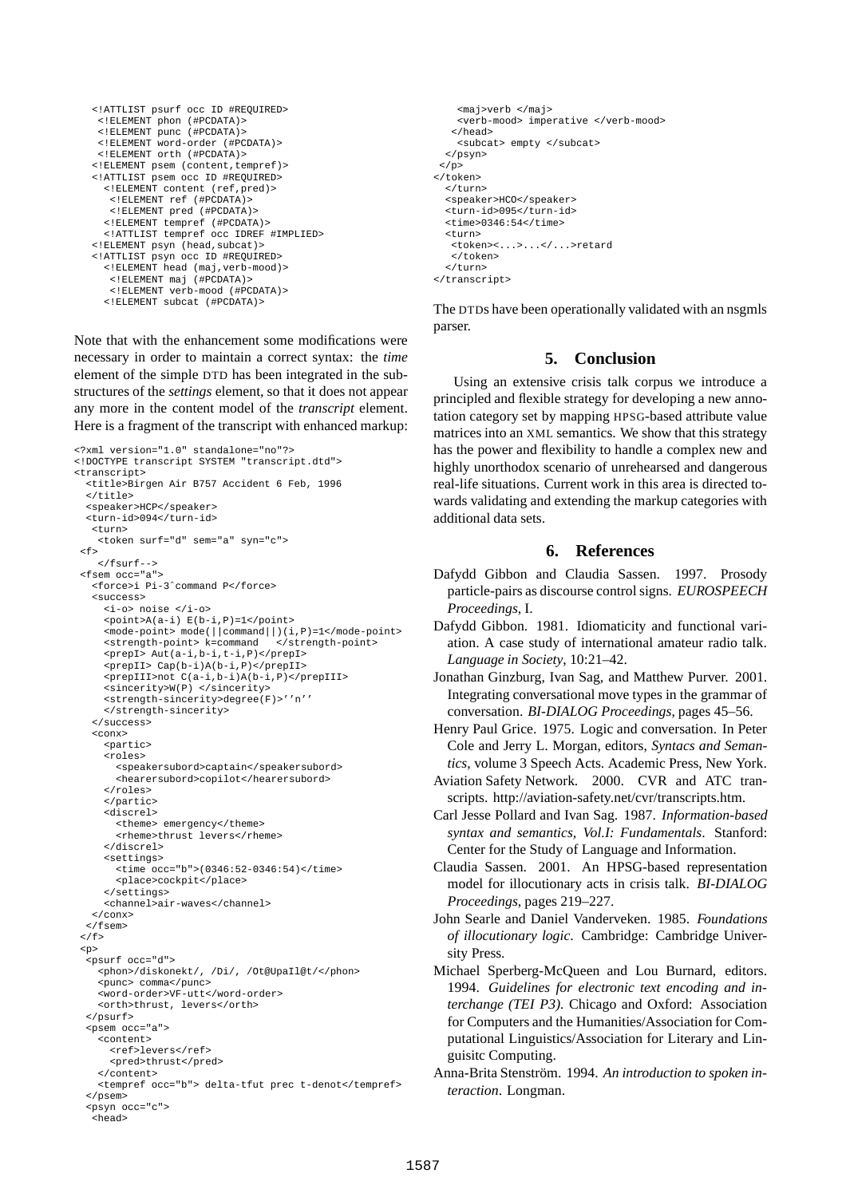```
<!ATTLIST psurf occ ID #REQUIRED>
 <!ELEMENT phon (#PCDATA)>
 <!ELEMENT punc (#PCDATA)>
 <!ELEMENT word-order (#PCDATA)>
 <!ELEMENT orth (#PCDATA)>
<!ELEMENT psem (content,tempref)>
<!ATTLIST psem occ ID #REQUIRED>
  <!ELEMENT content (ref,pred)>
   <!ELEMENT ref (#PCDATA)>
   <!ELEMENT pred (#PCDATA)>
  <!ELEMENT tempref (#PCDATA)>
  <!ATTLIST tempref occ IDREF #IMPLIED>
<!ELEMENT psyn (head,subcat)>
<!ATTLIST psyn occ ID #REQUIRED>
  <!ELEMENT head (maj,verb-mood)>
   <!ELEMENT maj (#PCDATA)>
   <!ELEMENT verb-mood (#PCDATA)>
  <!ELEMENT subcat (#PCDATA)>
```

Note that with the enhancement some modifications were necessary in order to maintain a correct syntax: the *time* element of the simple DTD has been integrated in the substructures of the *settings* element, so that it does not appear any more in the content model of the *transcript* element. Here is a fragment of the transcript with enhanced markup:

```
<?xml version="1.0" standalone="no"?>
<!DOCTYPE transcript SYSTEM "transcript.dtd">
<transcript>
  <title>Birgen Air B757 Accident 6 Feb, 1996
  </title>
  <speaker>HCP</speaker>
  <turn-id>094</turn-id>
   <turn>
    <token surf="d" sem="a" syn="c">
 <f>
    </fsurf-->
 <fsem occ="a">
   <force>i Pi-3ˆcommand P</force>
   <success>
     <i-o> noise </i-o>
     <point>A(a-i) E(b-i,P)=1</point>
     <mode-point> mode(||command||)(i,P)=1</mode-point>
     <strength-point> k=command   </strength-point>
     <prepI> Aut(a-i,b-i,t-i,P)</prepI>
     <prepII> Cap(b-i)A(b-i,P)</prepII>
     <prepIII>not C(a-i,b-i)A(b-i,P)</prepIII>
     <sincerity>W(P) </sincerity>
     <strength-sincerity>degree(F)>''n''
     </strength-sincerity>
   </success>
   <conx>
     <partic>
     <roles>
       <speakersubord>captain</speakersubord>
       <hearersubord>copilot</hearersubord>
     </roles>
     </partic>
     <discrel>
       <theme> emergency</theme>
       <rheme>thrust levers</rheme>
     </discrel>
     <settings>
       <time occ="b">(0346:52-0346:54)</time>
       <place>cockpit</place>
     </settings>
     <channel>air-waves</channel>
   </conx>
  </fsem>
 </f>
 <p>
  <psurf occ="d">
    <phon>/diskonekt/, /Di/, /Ot@UpaIl@t/</phon>
    <punc> comma</punc>
    <word-order>VF-utt</word-order>
    <orth>thrust, levers</orth>
  </psurf>
  <psem occ="a">
    <content>
      <ref>levers</ref>
      <pred>thrust</pred>
    </content>
    <tempref occ="b"> delta-tfut prec t-denot</tempref>
  </psem>
  <psyn occ="c">
   <head>
     <maj>verb </maj>
     <verb-mood> imperative </verb-mood>
    </head>
     <subcat> empty </subcat>
   </psyn>
 </p>
</token>
  </turn>
  <speaker>HCO</speaker>
  <turn-id>095</turn-id>
  <time>0346:54</time>
  <turn>
   <token><...>...</...>retard
   </token>
  </turn>
</transcript>
```

The DTDs have been operationally validated with an nsgmls parser.

## 5. Conclusion

Using an extensive crisis talk corpus we introduce a principled and flexible strategy for developing a new annotation category set by mapping HPSG-based attribute value matrices into an XML semantics. We show that this strategy has the power and flexibility to handle a complex new and highly unorthodox scenario of unrehearsed and dangerous real-life situations. Current work in this area is directed towards validating and extending the markup categories with additional data sets.

## 6. References

Dafydd Gibbon and Claudia Sassen. 1997. Prosody particle-pairs as discourse control signs. *EUROSPEECH Proceedings*, I.

Dafydd Gibbon. 1981. Idiomaticity and functional variation. A case study of international amateur radio talk. *Language in Society*, 10:21–42.

Jonathan Ginzburg, Ivan Sag, and Matthew Purver. 2001. Integrating conversational move types in the grammar of conversation. *BI-DIALOG Proceedings*, pages 45–56.

Henry Paul Grice. 1975. Logic and conversation. In Peter Cole and Jerry L. Morgan, editors, *Syntacs and Semantics*, volume 3 Speech Acts. Academic Press, New York.

Aviation Safety Network. 2000. CVR and ATC transcripts. http://aviation-safety.net/cvr/transcripts.htm.

Carl Jesse Pollard and Ivan Sag. 1987. *Information-based syntax and semantics, Vol.I: Fundamentals*. Stanford: Center for the Study of Language and Information.

Claudia Sassen. 2001. An HPSG-based representation model for illocutionary acts in crisis talk. *BI-DIALOG Proceedings*, pages 219–227.

John Searle and Daniel Vanderveken. 1985. *Foundations of illocutionary logic*. Cambridge: Cambridge University Press.

Michael Sperberg-McQueen and Lou Burnard, editors. 1994. *Guidelines for electronic text encoding and interchange (TEI P3)*. Chicago and Oxford: Association for Computers and the Humanities/Association for Computational Linguistics/Association for Literary and Linguisitc Computing.

Anna-Brita Stenström. 1994. *An introduction to spoken interaction*. Longman.